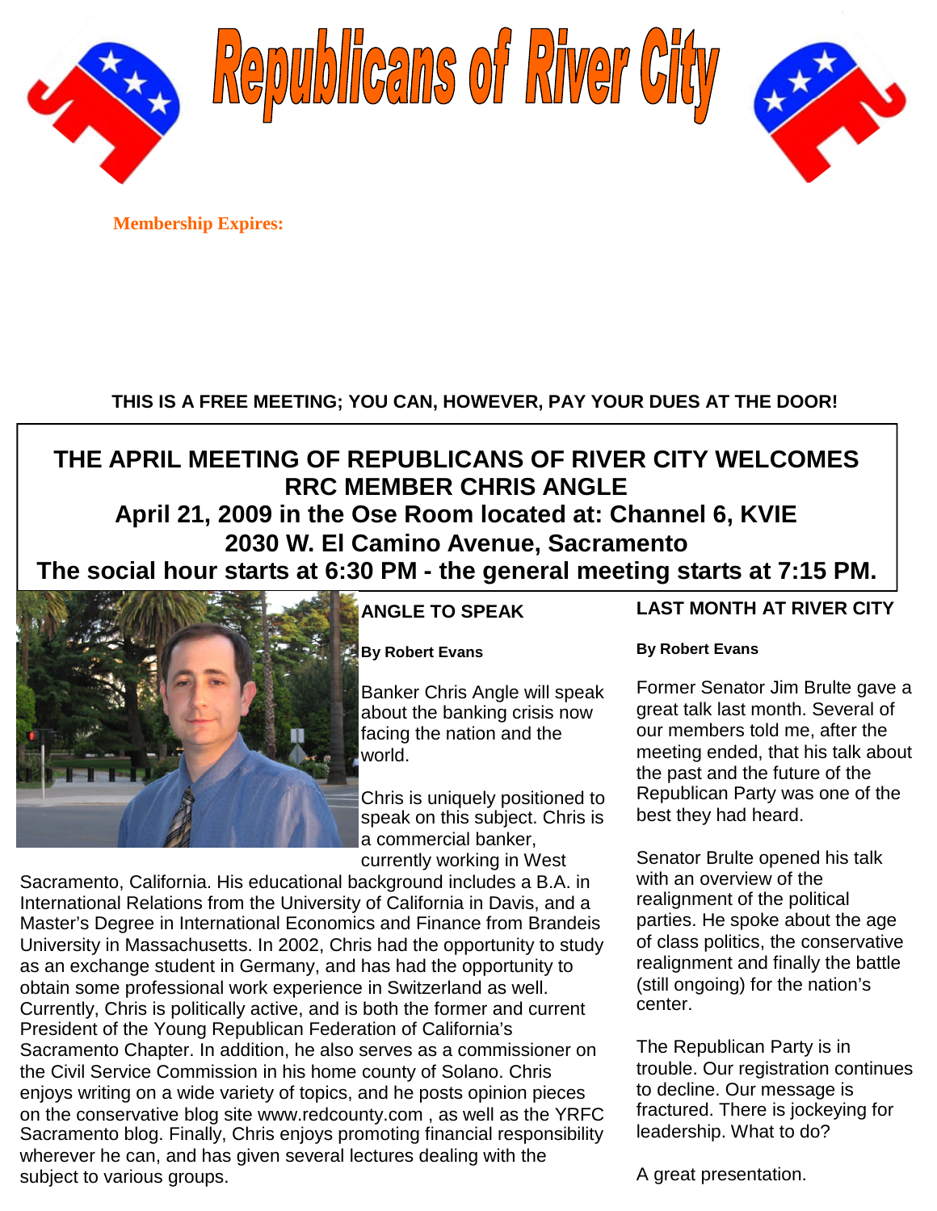# Republicans of River City

**Membership Expires:**

**THIS IS A FREE MEETING; YOU CAN, HOWEVER, PAY YOUR DUES AT THE DOOR!**

## THE APRIL MEETING OF REPUBLICANS OF RIVER CITY WELCOMES RRC MEMBER CHRIS ANGLE

**April 21, 2009 in the Ose Room located at: Channel 6, KVIE**
**2030 W. El Camino Avenue, Sacramento**
**The social hour starts at 6:30 PM - the general meeting starts at 7:15 PM.**

### ANGLE TO SPEAK

**By Robert Evans**

Banker Chris Angle will speak about the banking crisis now facing the nation and the world.

Chris is uniquely positioned to speak on this subject. Chris is a commercial banker, currently working in West Sacramento, California. His educational background includes a B.A. in International Relations from the University of California in Davis, and a Master's Degree in International Economics and Finance from Brandeis University in Massachusetts. In 2002, Chris had the opportunity to study as an exchange student in Germany, and has had the opportunity to obtain some professional work experience in Switzerland as well. Currently, Chris is politically active, and is both the former and current President of the Young Republican Federation of California's Sacramento Chapter. In addition, he also serves as a commissioner on the Civil Service Commission in his home county of Solano. Chris enjoys writing on a wide variety of topics, and he posts opinion pieces on the conservative blog site www.redcounty.com , as well as the YRFC Sacramento blog. Finally, Chris enjoys promoting financial responsibility wherever he can, and has given several lectures dealing with the subject to various groups.

### LAST MONTH AT RIVER CITY

**By Robert Evans**

Former Senator Jim Brulte gave a great talk last month. Several of our members told me, after the meeting ended, that his talk about the past and the future of the Republican Party was one of the best they had heard.

Senator Brulte opened his talk with an overview of the realignment of the political parties. He spoke about the age of class politics, the conservative realignment and finally the battle (still ongoing) for the nation's center.

The Republican Party is in trouble. Our registration continues to decline. Our message is fractured. There is jockeying for leadership. What to do?

A great presentation.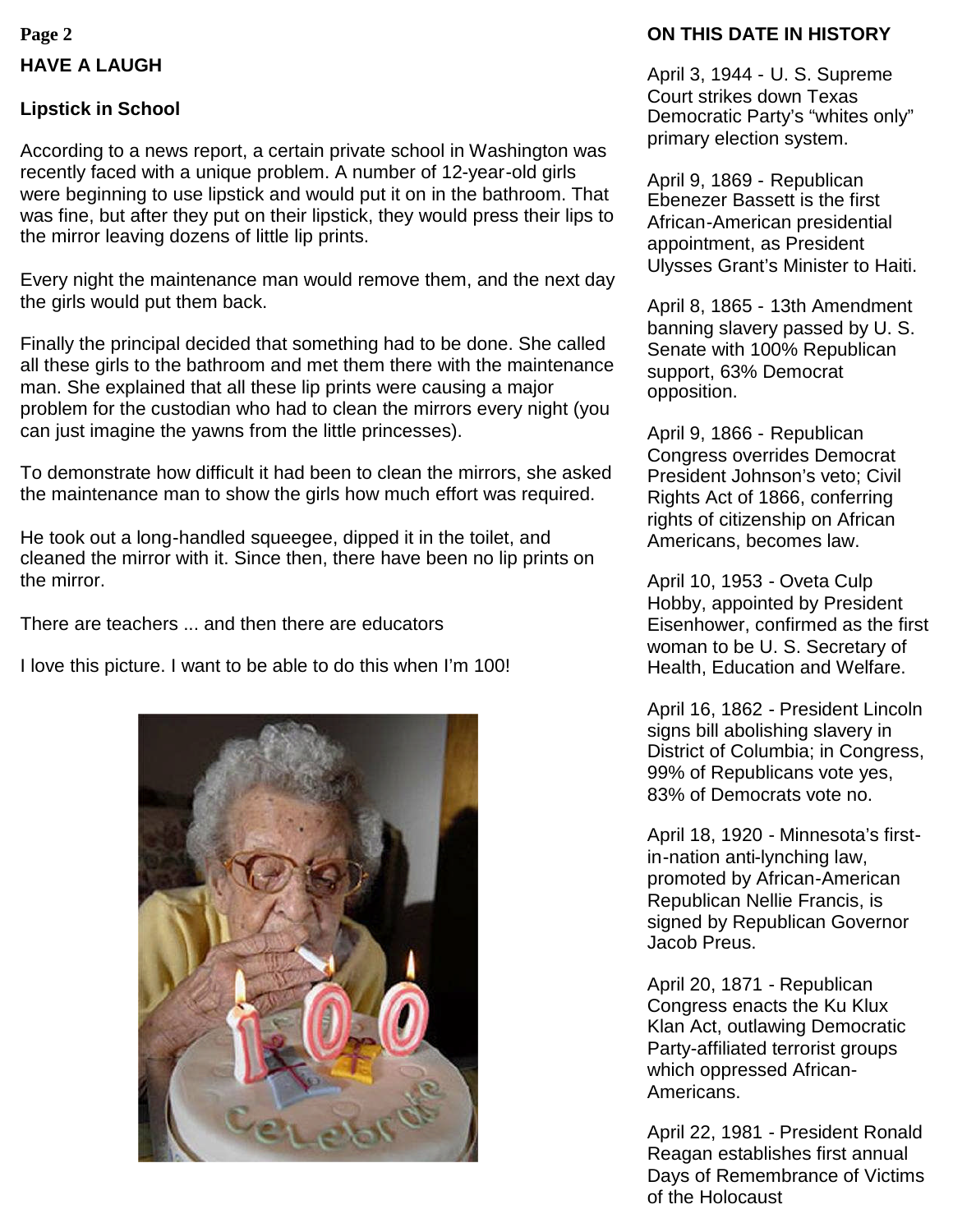## HAVE A LAUGH

### Lipstick in School

According to a news report, a certain private school in Washington was recently faced with a unique problem. A number of 12-year-old girls were beginning to use lipstick and would put it on in the bathroom. That was fine, but after they put on their lipstick, they would press their lips to the mirror leaving dozens of little lip prints.

Every night the maintenance man would remove them, and the next day the girls would put them back.

Finally the principal decided that something had to be done. She called all these girls to the bathroom and met them there with the maintenance man. She explained that all these lip prints were causing a major problem for the custodian who had to clean the mirrors every night (you can just imagine the yawns from the little princesses).

To demonstrate how difficult it had been to clean the mirrors, she asked the maintenance man to show the girls how much effort was required.

He took out a long-handled squeegee, dipped it in the toilet, and cleaned the mirror with it. Since then, there have been no lip prints on the mirror.

There are teachers ... and then there are educators

I love this picture. I want to be able to do this when I'm 100!

## ON THIS DATE IN HISTORY

April 3, 1944 - U. S. Supreme Court strikes down Texas Democratic Party's "whites only" primary election system.

April 9, 1869 - Republican Ebenezer Bassett is the first African-American presidential appointment, as President Ulysses Grant's Minister to Haiti.

April 8, 1865 - 13th Amendment banning slavery passed by U. S. Senate with 100% Republican support, 63% Democrat opposition.

April 9, 1866 - Republican Congress overrides Democrat President Johnson's veto; Civil Rights Act of 1866, conferring rights of citizenship on African Americans, becomes law.

April 10, 1953 - Oveta Culp Hobby, appointed by President Eisenhower, confirmed as the first woman to be U. S. Secretary of Health, Education and Welfare.

April 16, 1862 - President Lincoln signs bill abolishing slavery in District of Columbia; in Congress, 99% of Republicans vote yes, 83% of Democrats vote no.

April 18, 1920 - Minnesota's first-in-nation anti-lynching law, promoted by African-American Republican Nellie Francis, is signed by Republican Governor Jacob Preus.

April 20, 1871 - Republican Congress enacts the Ku Klux Klan Act, outlawing Democratic Party-affiliated terrorist groups which oppressed African-Americans.

April 22, 1981 - President Ronald Reagan establishes first annual Days of Remembrance of Victims of the Holocaust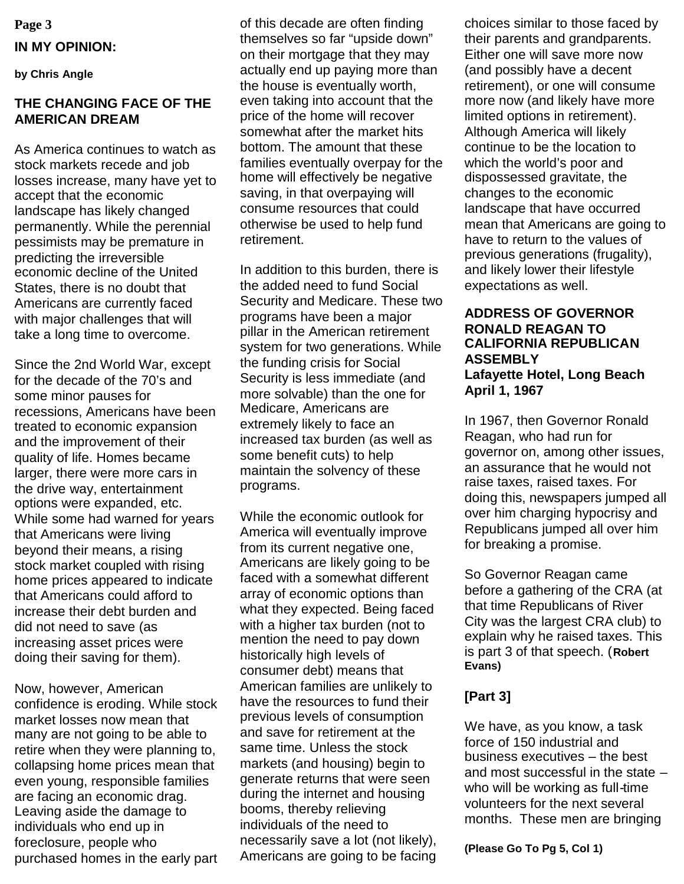## IN MY OPINION:

**by Chris Angle**

### THE CHANGING FACE OF THE AMERICAN DREAM

As America continues to watch as stock markets recede and job losses increase, many have yet to accept that the economic landscape has likely changed permanently. While the perennial pessimists may be premature in predicting the irreversible economic decline of the United States, there is no doubt that Americans are currently faced with major challenges that will take a long time to overcome.

Since the 2nd World War, except for the decade of the 70's and some minor pauses for recessions, Americans have been treated to economic expansion and the improvement of their quality of life. Homes became larger, there were more cars in the drive way, entertainment options were expanded, etc. While some had warned for years that Americans were living beyond their means, a rising stock market coupled with rising home prices appeared to indicate that Americans could afford to increase their debt burden and did not need to save (as increasing asset prices were doing their saving for them).

Now, however, American confidence is eroding. While stock market losses now mean that many are not going to be able to retire when they were planning to, collapsing home prices mean that even young, responsible families are facing an economic drag. Leaving aside the damage to individuals who end up in foreclosure, people who purchased homes in the early part of this decade are often finding themselves so far "upside down" on their mortgage that they may actually end up paying more than the house is eventually worth, even taking into account that the price of the home will recover somewhat after the market hits bottom. The amount that these families eventually overpay for the home will effectively be negative saving, in that overpaying will consume resources that could otherwise be used to help fund retirement.

In addition to this burden, there is the added need to fund Social Security and Medicare. These two programs have been a major pillar in the American retirement system for two generations. While the funding crisis for Social Security is less immediate (and more solvable) than the one for Medicare, Americans are extremely likely to face an increased tax burden (as well as some benefit cuts) to help maintain the solvency of these programs.

While the economic outlook for America will eventually improve from its current negative one, Americans are likely going to be faced with a somewhat different array of economic options than what they expected. Being faced with a higher tax burden (not to mention the need to pay down historically high levels of consumer debt) means that American families are unlikely to have the resources to fund their previous levels of consumption and save for retirement at the same time. Unless the stock markets (and housing) begin to generate returns that were seen during the internet and housing booms, thereby relieving individuals of the need to necessarily save a lot (not likely), Americans are going to be facing choices similar to those faced by their parents and grandparents. Either one will save more now (and possibly have a decent retirement), or one will consume more now (and likely have more limited options in retirement). Although America will likely continue to be the location to which the world's poor and dispossessed gravitate, the changes to the economic landscape that have occurred mean that Americans are going to have to return to the values of previous generations (frugality), and likely lower their lifestyle expectations as well.

### ADDRESS OF GOVERNOR RONALD REAGAN TO CALIFORNIA REPUBLICAN ASSEMBLY
**Lafayette Hotel, Long Beach**
**April 1, 1967**

In 1967, then Governor Ronald Reagan, who had run for governor on, among other issues, an assurance that he would not raise taxes, raised taxes. For doing this, newspapers jumped all over him charging hypocrisy and Republicans jumped all over him for breaking a promise.

So Governor Reagan came before a gathering of the CRA (at that time Republicans of River City was the largest CRA club) to explain why he raised taxes. This is part 3 of that speech. (**Robert Evans)**

#### [Part 3]

We have, as you know, a task force of 150 industrial and business executives – the best and most successful in the state – who will be working as full-time volunteers for the next several months. These men are bringing

**(Please Go To Pg 5, Col 1)**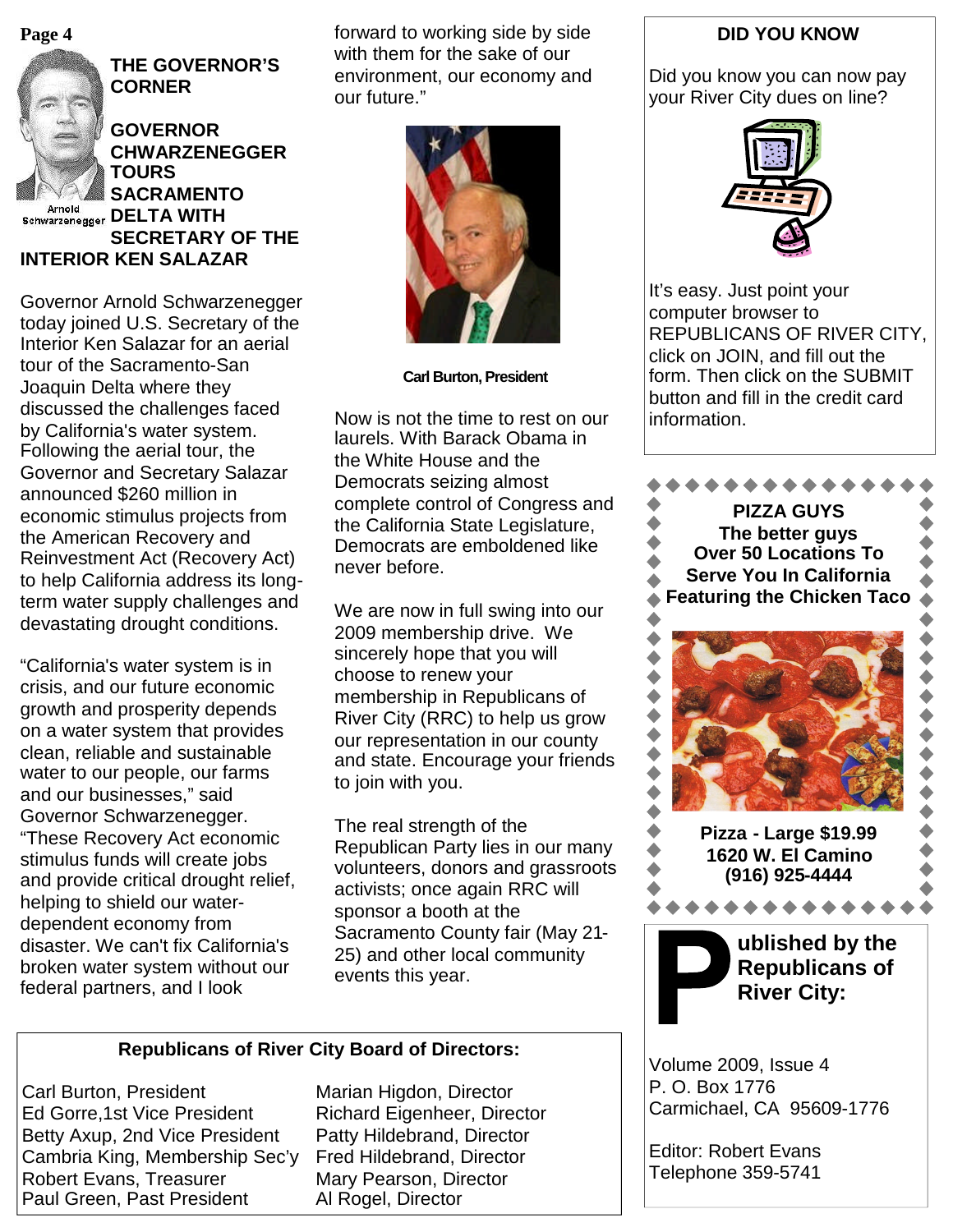## THE GOVERNOR'S CORNER

Arnold Schwarzenegger

### GOVERNOR CHWARZENEGGER TOURS SACRAMENTO DELTA WITH SECRETARY OF THE INTERIOR KEN SALAZAR

Governor Arnold Schwarzenegger today joined U.S. Secretary of the Interior Ken Salazar for an aerial tour of the Sacramento-San Joaquin Delta where they discussed the challenges faced by California's water system. Following the aerial tour, the Governor and Secretary Salazar announced $260 million in economic stimulus projects from the American Recovery and Reinvestment Act (Recovery Act) to help California address its long-term water supply challenges and devastating drought conditions.

"California's water system is in crisis, and our future economic growth and prosperity depends on a water system that provides clean, reliable and sustainable water to our people, our farms and our businesses," said Governor Schwarzenegger. "These Recovery Act economic stimulus funds will create jobs and provide critical drought relief, helping to shield our water-dependent economy from disaster. We can't fix California's broken water system without our federal partners, and I look forward to working side by side with them for the sake of our environment, our economy and our future."

**Carl Burton, President**

Now is not the time to rest on our laurels. With Barack Obama in the White House and the Democrats seizing almost complete control of Congress and the California State Legislature, Democrats are emboldened like never before.

We are now in full swing into our 2009 membership drive. We sincerely hope that you will choose to renew your membership in Republicans of River City (RRC) to help us grow our representation in our county and state. Encourage your friends to join with you.

The real strength of the Republican Party lies in our many volunteers, donors and grassroots activists; once again RRC will sponsor a booth at the Sacramento County fair (May 21-25) and other local community events this year.

### DID YOU KNOW

Did you know you can now pay your River City dues on line?

It's easy. Just point your computer browser to REPUBLICANS OF RIVER CITY, click on JOIN, and fill out the form. Then click on the SUBMIT button and fill in the credit card information.

**PIZZA GUYS**
**The better guys**
**Over 50 Locations To Serve You In California**
**Featuring the Chicken Taco**

**Pizza - Large $19.99**
**1620 W. El Camino**
**(916) 925-4444**

### Republicans of River City Board of Directors:

| | |
|---|---|
| Carl Burton, President | Marian Higdon, Director |
| Ed Gorre,1st Vice President | Richard Eigenheer, Director |
| Betty Axup, 2nd Vice President | Patty Hildebrand, Director |
| Cambria King, Membership Sec'y | Fred Hildebrand, Director |
| Robert Evans, Treasurer | Mary Pearson, Director |
| Paul Green, Past President | Al Rogel, Director |

**Published by the Republicans of River City:**

Volume 2009, Issue 4
P. O. Box 1776
Carmichael, CA 95609-1776

Editor: Robert Evans
Telephone 359-5741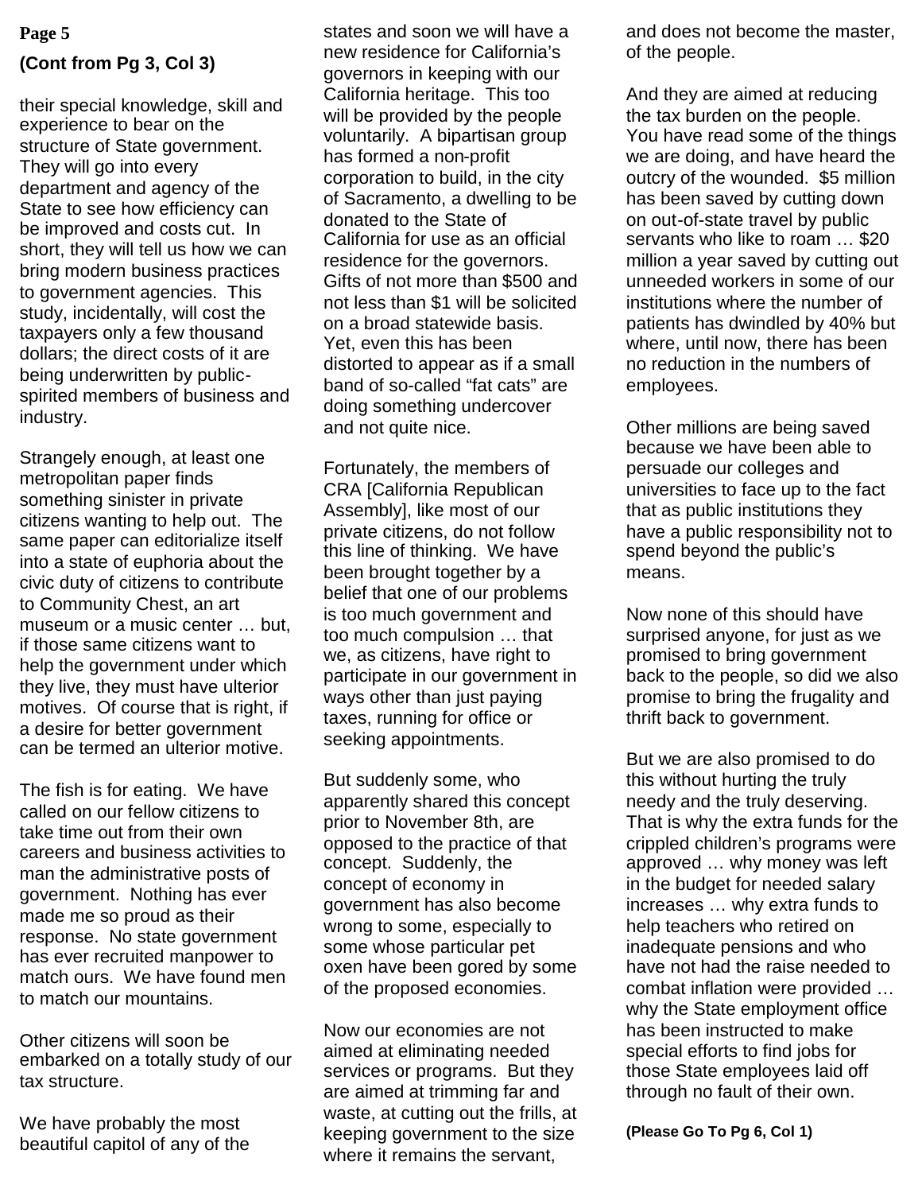**(Cont from Pg 3, Col 3)**

their special knowledge, skill and experience to bear on the structure of State government. They will go into every department and agency of the State to see how efficiency can be improved and costs cut. In short, they will tell us how we can bring modern business practices to government agencies. This study, incidentally, will cost the taxpayers only a few thousand dollars; the direct costs of it are being underwritten by public-spirited members of business and industry.

Strangely enough, at least one metropolitan paper finds something sinister in private citizens wanting to help out. The same paper can editorialize itself into a state of euphoria about the civic duty of citizens to contribute to Community Chest, an art museum or a music center … but, if those same citizens want to help the government under which they live, they must have ulterior motives. Of course that is right, if a desire for better government can be termed an ulterior motive.

The fish is for eating. We have called on our fellow citizens to take time out from their own careers and business activities to man the administrative posts of government. Nothing has ever made me so proud as their response. No state government has ever recruited manpower to match ours. We have found men to match our mountains.

Other citizens will soon be embarked on a totally study of our tax structure.

We have probably the most beautiful capitol of any of the states and soon we will have a new residence for California's governors in keeping with our California heritage. This too will be provided by the people voluntarily. A bipartisan group has formed a non-profit corporation to build, in the city of Sacramento, a dwelling to be donated to the State of California for use as an official residence for the governors. Gifts of not more than $500 and not less than $1 will be solicited on a broad statewide basis. Yet, even this has been distorted to appear as if a small band of so-called "fat cats" are doing something undercover and not quite nice.

Fortunately, the members of CRA [California Republican Assembly], like most of our private citizens, do not follow this line of thinking. We have been brought together by a belief that one of our problems is too much government and too much compulsion … that we, as citizens, have right to participate in our government in ways other than just paying taxes, running for office or seeking appointments.

But suddenly some, who apparently shared this concept prior to November 8th, are opposed to the practice of that concept. Suddenly, the concept of economy in government has also become wrong to some, especially to some whose particular pet oxen have been gored by some of the proposed economies.

Now our economies are not aimed at eliminating needed services or programs. But they are aimed at trimming far and waste, at cutting out the frills, at keeping government to the size where it remains the servant, and does not become the master, of the people.

And they are aimed at reducing the tax burden on the people. You have read some of the things we are doing, and have heard the outcry of the wounded. $5 million has been saved by cutting down on out-of-state travel by public servants who like to roam … $20 million a year saved by cutting out unneeded workers in some of our institutions where the number of patients has dwindled by 40% but where, until now, there has been no reduction in the numbers of employees.

Other millions are being saved because we have been able to persuade our colleges and universities to face up to the fact that as public institutions they have a public responsibility not to spend beyond the public's means.

Now none of this should have surprised anyone, for just as we promised to bring government back to the people, so did we also promise to bring the frugality and thrift back to government.

But we are also promised to do this without hurting the truly needy and the truly deserving. That is why the extra funds for the crippled children's programs were approved … why money was left in the budget for needed salary increases … why extra funds to help teachers who retired on inadequate pensions and who have not had the raise needed to combat inflation were provided … why the State employment office has been instructed to make special efforts to find jobs for those State employees laid off through no fault of their own.

**(Please Go To Pg 6, Col 1)**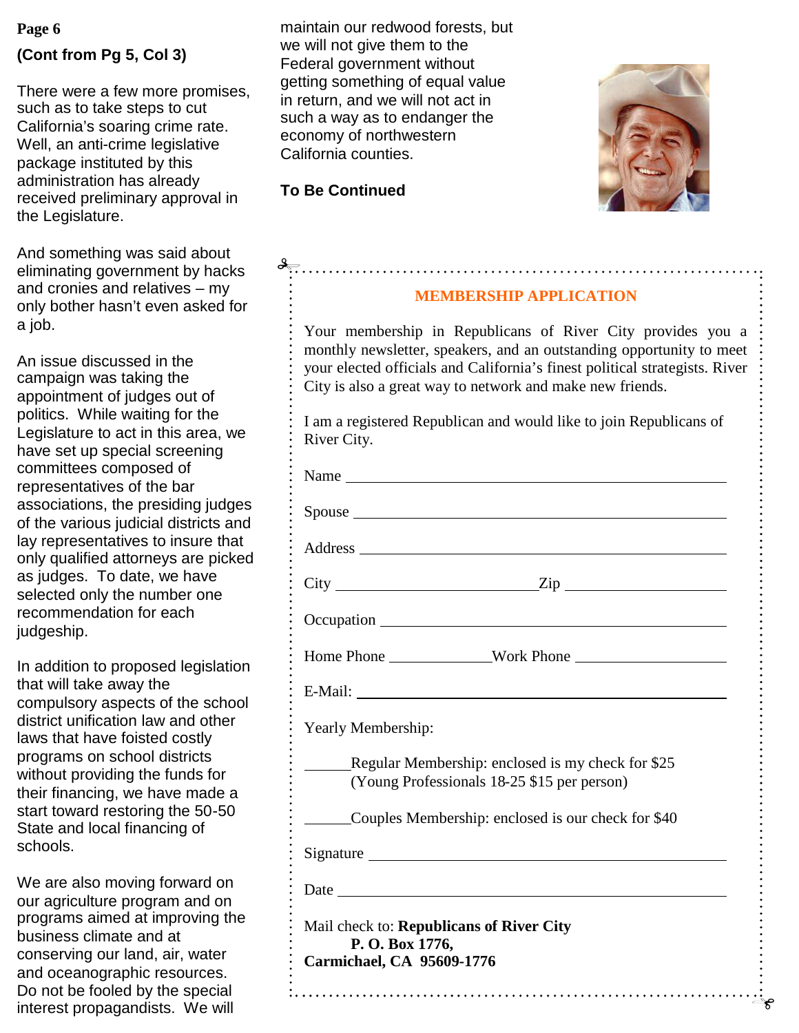**(Cont from Pg 5, Col 3)**

There were a few more promises, such as to take steps to cut California's soaring crime rate. Well, an anti-crime legislative package instituted by this administration has already received preliminary approval in the Legislature.

And something was said about eliminating government by hacks and cronies and relatives – my only bother hasn't even asked for a job.

An issue discussed in the campaign was taking the appointment of judges out of politics. While waiting for the Legislature to act in this area, we have set up special screening committees composed of representatives of the bar associations, the presiding judges of the various judicial districts and lay representatives to insure that only qualified attorneys are picked as judges. To date, we have selected only the number one recommendation for each judgeship.

In addition to proposed legislation that will take away the compulsory aspects of the school district unification law and other laws that have foisted costly programs on school districts without providing the funds for their financing, we have made a start toward restoring the 50-50 State and local financing of schools.

We are also moving forward on our agriculture program and on programs aimed at improving the business climate and at conserving our land, air, water and oceanographic resources. Do not be fooled by the special interest propagandists. We will maintain our redwood forests, but we will not give them to the Federal government without getting something of equal value in return, and we will not act in such a way as to endanger the economy of northwestern California counties.

**To Be Continued**

## MEMBERSHIP APPLICATION

Your membership in Republicans of River City provides you a monthly newsletter, speakers, and an outstanding opportunity to meet your elected officials and California's finest political strategists. River City is also a great way to network and make new friends.

I am a registered Republican and would like to join Republicans of River City.

Name ______________________________

Spouse ______________________________

Address ______________________________

City ____________________ Zip ________________

Occupation ______________________________

Home Phone ____________ Work Phone ________________

E-Mail: ______________________________

Yearly Membership:

______Regular Membership: enclosed is my check for $25
(Young Professionals 18-25 $15 per person)

______Couples Membership: enclosed is our check for $40

Signature ______________________________

Date ______________________________

Mail check to: **Republicans of River City**
**P. O. Box 1776,**
**Carmichael, CA 95609-1776**